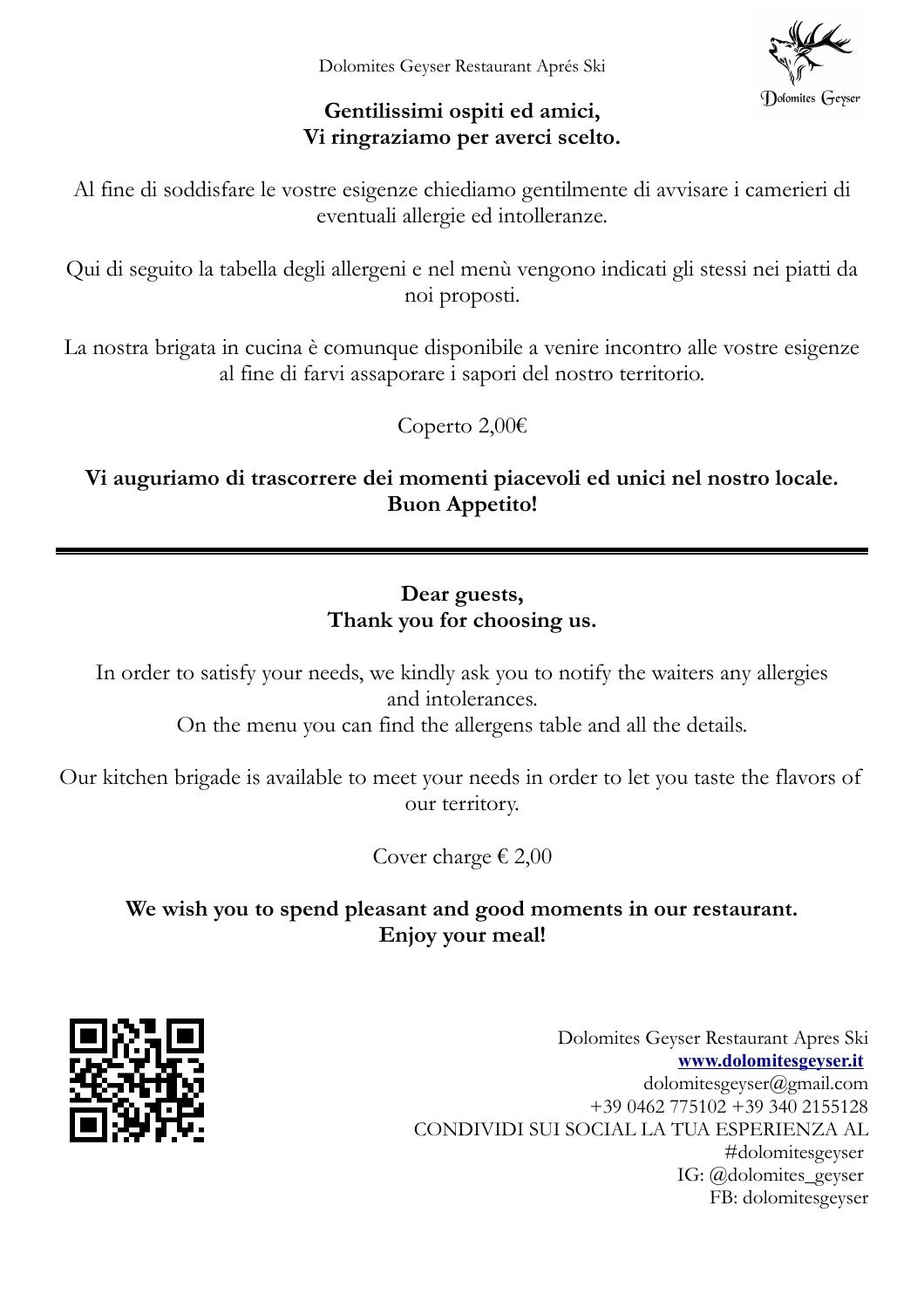Dolomites Geyser Restaurant Aprés Ski

**Gentilissimi ospiti ed amici,**
**Vi ringraziamo per averci scelto.**

Al fine di soddisfare le vostre esigenze chiediamo gentilmente di avvisare i camerieri di eventuali allergie ed intolleranze.

Qui di seguito la tabella degli allergeni e nel menù vengono indicati gli stessi nei piatti da noi proposti.

La nostra brigata in cucina è comunque disponibile a venire incontro alle vostre esigenze al fine di farvi assaporare i sapori del nostro territorio.

Coperto 2,00€

**Vi auguriamo di trascorrere dei momenti piacevoli ed unici nel nostro locale.**
**Buon Appetito!**

---

**Dear guests,**
**Thank you for choosing us.**

In order to satisfy your needs, we kindly ask you to notify the waiters any allergies and intolerances.
On the menu you can find the allergens table and all the details.

Our kitchen brigade is available to meet your needs in order to let you taste the flavors of our territory.

Cover charge € 2,00

**We wish you to spend pleasant and good moments in our restaurant.**
**Enjoy your meal!**

Dolomites Geyser Restaurant Apres Ski
**www.dolomitesgeyser.it**
dolomitesgeyser@gmail.com
+39 0462 775102 +39 340 2155128
CONDIVIDI SUI SOCIAL LA TUA ESPERIENZA AL
#dolomitesgeyser
IG: @dolomites_geyser
FB: dolomitesgeyser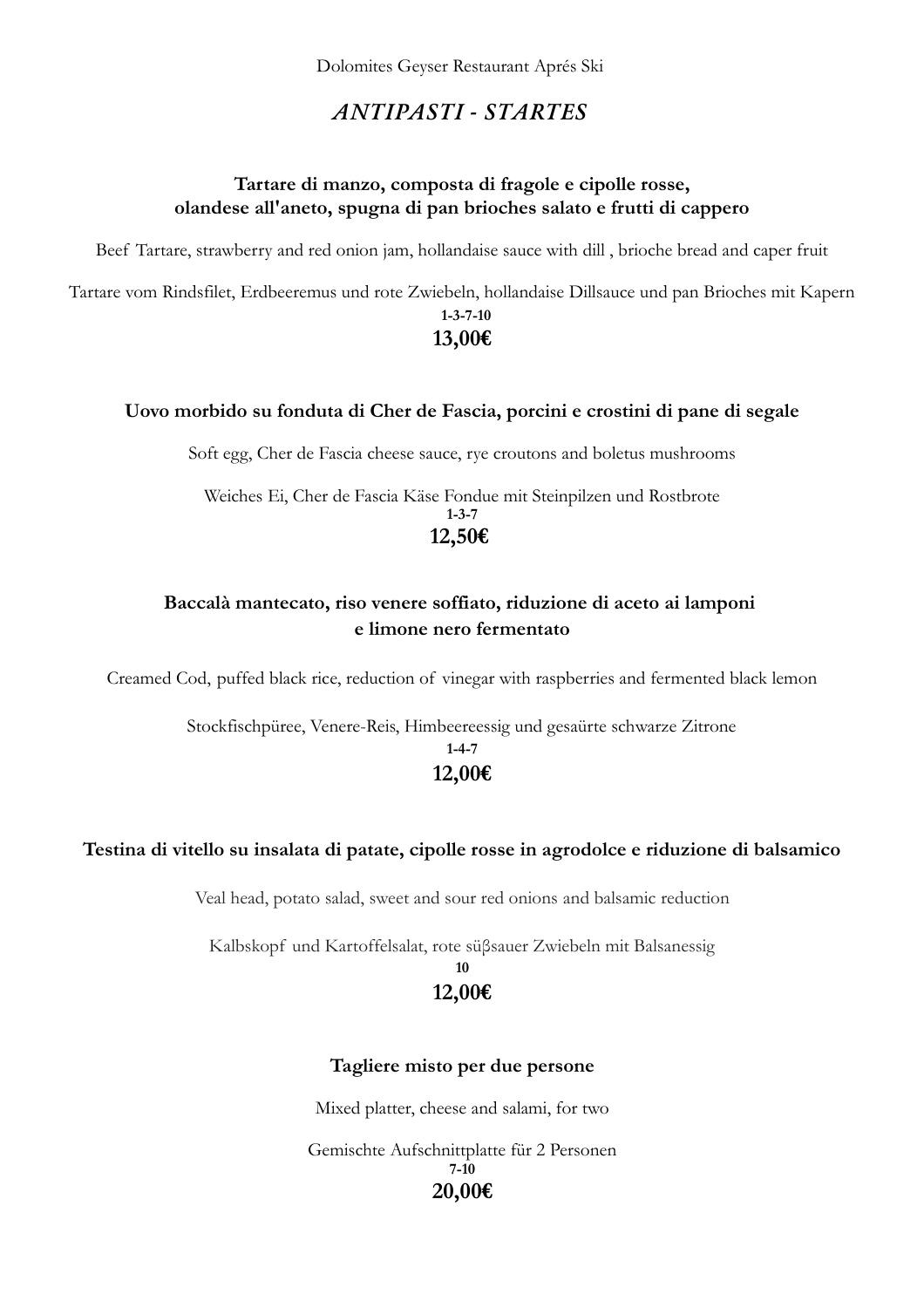Dolomites Geyser Restaurant Aprés Ski

# *ANTIPASTI - STARTES*

**Tartare di manzo, composta di fragole e cipolle rosse,
olandese all'aneto, spugna di pan brioches salato e frutti di cappero**

Beef Tartare, strawberry and red onion jam, hollandaise sauce with dill , brioche bread and caper fruit

Tartare vom Rindsfilet, Erdbeeremus und rote Zwiebeln, hollandaise Dillsauce und pan Brioches mit Kapern

**1-3-7-10**

**13,00€**

**Uovo morbido su fonduta di Cher de Fascia, porcini e crostini di pane di segale**

Soft egg, Cher de Fascia cheese sauce, rye croutons and boletus mushrooms

Weiches Ei, Cher de Fascia Käse Fondue mit Steinpilzen und Rostbrote

**1-3-7**

**12,50€**

**Baccalà mantecato, riso venere soffiato, riduzione di aceto ai lamponi
e limone nero fermentato**

Creamed Cod, puffed black rice, reduction of vinegar with raspberries and fermented black lemon

Stockfischpüree, Venere-Reis, Himbeereessig und gesaürte schwarze Zitrone

**1-4-7**

**12,00€**

**Testina di vitello su insalata di patate, cipolle rosse in agrodolce e riduzione di balsamico**

Veal head, potato salad, sweet and sour red onions and balsamic reduction

Kalbskopf und Kartoffelsalat, rote süβsauer Zwiebeln mit Balsanessig

**10**

**12,00€**

**Tagliere misto per due persone**

Mixed platter, cheese and salami, for two

Gemischte Aufschnittplatte für 2 Personen

**7-10**

**20,00€**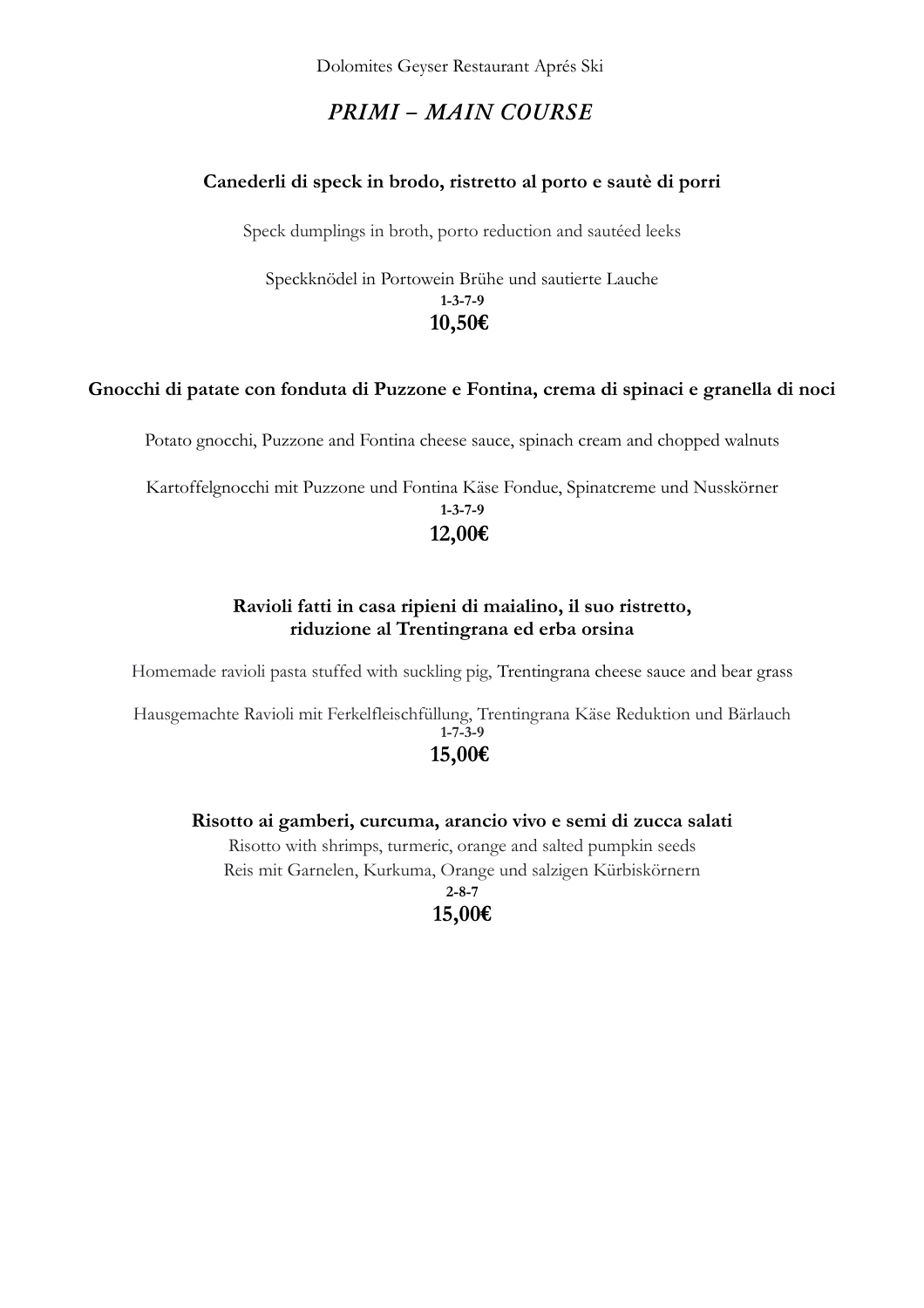Dolomites Geyser Restaurant Aprés Ski

# *PRIMI – MAIN COURSE*

**Canederli di speck in brodo, ristretto al porto e sautè di porri**

Speck dumplings in broth, porto reduction and sautéed leeks

Speckknödel in Portowein Brühe und sautierte Lauche

**1-3-7-9**

**10,50€**

**Gnocchi di patate con fonduta di Puzzone e Fontina, crema di spinaci e granella di noci**

Potato gnocchi, Puzzone and Fontina cheese sauce, spinach cream and chopped walnuts

Kartoffelgnocchi mit Puzzone und Fontina Käse Fondue, Spinatcreme und Nusskörner

**1-3-7-9**

**12,00€**

**Ravioli fatti in casa ripieni di maialino, il suo ristretto,**
**riduzione al Trentingrana ed erba orsina**

Homemade ravioli pasta stuffed with suckling pig, Trentingrana cheese sauce and bear grass

Hausgemachte Ravioli mit Ferkelfleischfüllung, Trentingrana Käse Reduktion und Bärlauch

**1-7-3-9**

**15,00€**

**Risotto ai gamberi, curcuma, arancio vivo e semi di zucca salati**

Risotto with shrimps, turmeric, orange and salted pumpkin seeds

Reis mit Garnelen, Kurkuma, Orange und salzigen Kürbiskörnern

**2-8-7**

**15,00€**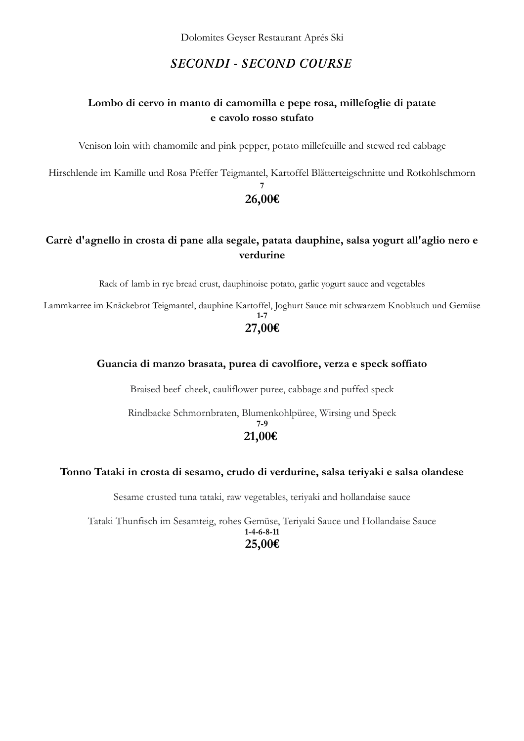Dolomites Geyser Restaurant Aprés Ski

## *SECONDI - SECOND COURSE*

### Lombo di cervo in manto di camomilla e pepe rosa, millefoglie di patate e cavolo rosso stufato

Venison loin with chamomile and pink pepper, potato millefeuille and stewed red cabbage

Hirschlende im Kamille und Rosa Pfeffer Teigmantel, Kartoffel Blätterteigschnitte und Rotkohlschmorn

**7**

**26,00€**

### Carrè d'agnello in crosta di pane alla segale, patata dauphine, salsa yogurt all'aglio nero e verdurine

Rack of lamb in rye bread crust, dauphinoise potato, garlic yogurt sauce and vegetables

Lammkarree im Knäckebrot Teigmantel, dauphine Kartoffel, Joghurt Sauce mit schwarzem Knoblauch und Gemüse

**1-7**

**27,00€**

### Guancia di manzo brasata, purea di cavolfiore, verza e speck soffiato

Braised beef cheek, cauliflower puree, cabbage and puffed speck

Rindbacke Schmornbraten, Blumenkohlpüree, Wirsing und Speck

**7-9**

**21,00€**

### Tonno Tataki in crosta di sesamo, crudo di verdurine, salsa teriyaki e salsa olandese

Sesame crusted tuna tataki, raw vegetables, teriyaki and hollandaise sauce

Tataki Thunfisch im Sesamteig, rohes Gemüse, Teriyaki Sauce und Hollandaise Sauce

**1-4-6-8-11**

**25,00€**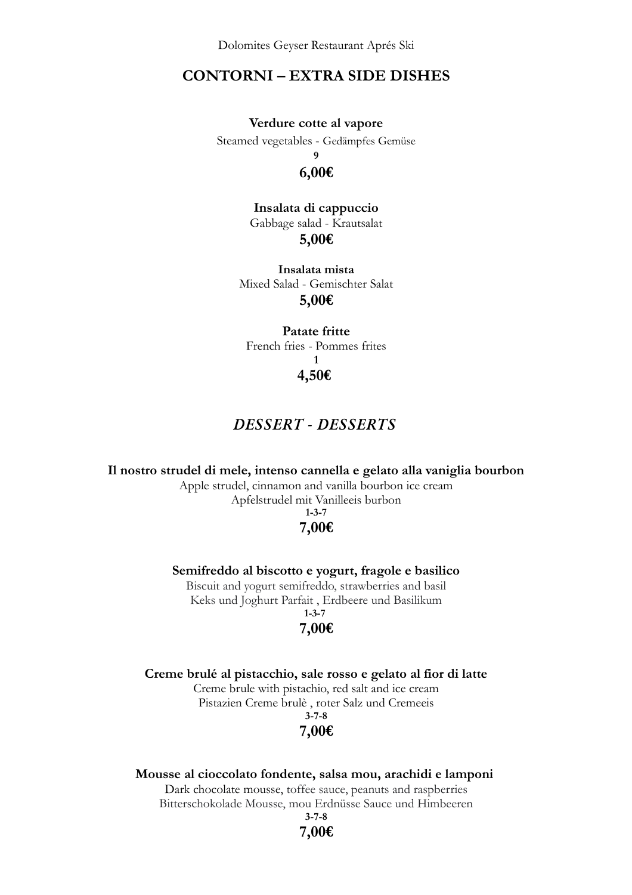## CONTORNI – EXTRA SIDE DISHES

**Verdure cotte al vapore**
Steamed vegetables - Gedämpfes Gemüse
**9**
**6,00€**

**Insalata di cappuccio**
Gabbage salad - Krautsalat
**5,00€**

**Insalata mista**
Mixed Salad - Gemischter Salat
**5,00€**

**Patate fritte**
French fries - Pommes frites
**1**
**4,50€**

## *DESSERT - DESSERTS*

**Il nostro strudel di mele, intenso cannella e gelato alla vaniglia bourbon**
Apple strudel, cinnamon and vanilla bourbon ice cream
Apfelstrudel mit Vanilleeis burbon
**1-3-7**
**7,00€**

**Semifreddo al biscotto e yogurt, fragole e basilico**
Biscuit and yogurt semifreddo, strawberries and basil
Keks und Joghurt Parfait , Erdbeere und Basilikum
**1-3-7**
**7,00€**

**Creme brulé al pistacchio, sale rosso e gelato al fior di latte**
Creme brule with pistachio, red salt and ice cream
Pistazien Creme brulè , roter Salz und Cremeeis
**3-7-8**
**7,00€**

**Mousse al cioccolato fondente, salsa mou, arachidi e lamponi**
Dark chocolate mousse, toffee sauce, peanuts and raspberries
Bitterschokolade Mousse, mou Erdnüsse Sauce und Himbeeren
**3-7-8**
**7,00€**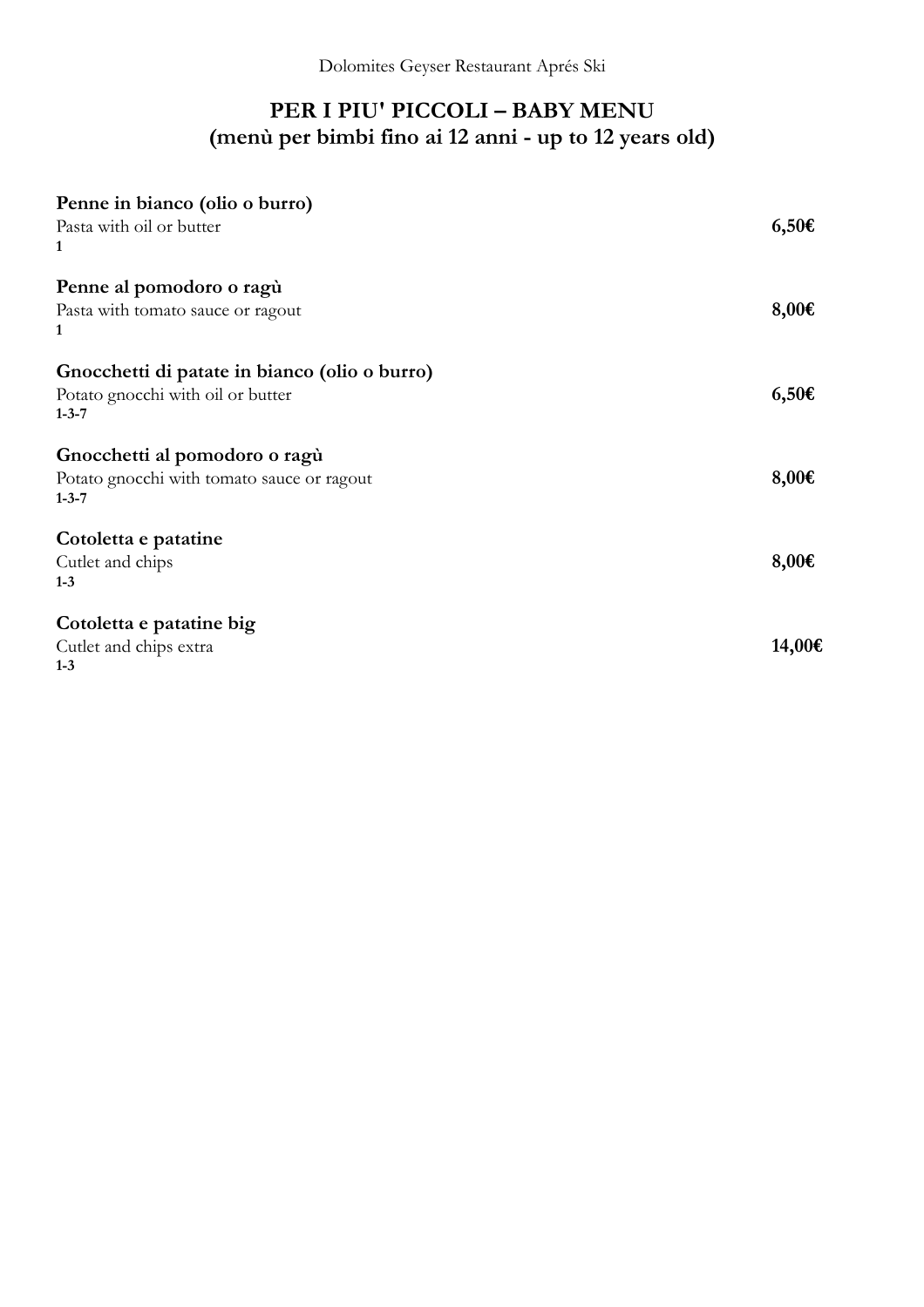Dolomites Geyser Restaurant Aprés Ski

## PER I PIU' PICCOLI – BABY MENU
## (menù per bimbi fino ai 12 anni - up to 12 years old)

**Penne in bianco (olio o burro)**
Pasta with oil or butter — **6,50€**
**1**

**Penne al pomodoro o ragù**
Pasta with tomato sauce or ragout — **8,00€**
**1**

**Gnocchetti di patate in bianco (olio o burro)**
Potato gnocchi with oil or butter — **6,50€**
**1-3-7**

**Gnocchetti al pomodoro o ragù**
Potato gnocchi with tomato sauce or ragout — **8,00€**
**1-3-7**

**Cotoletta e patatine**
Cutlet and chips — **8,00€**
**1-3**

**Cotoletta e patatine big**
Cutlet and chips extra — **14,00€**
**1-3**